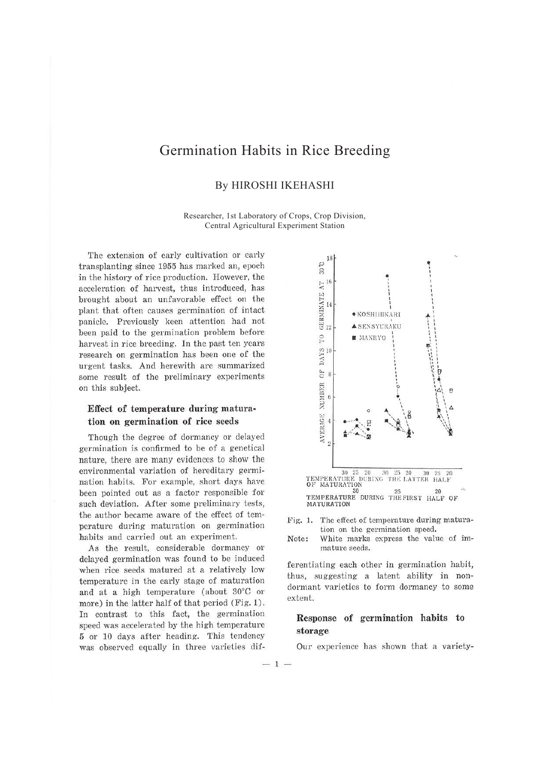# Germination Habits in Rice Breeding

By HIROSHI IKEHASHI

Researcher, 1st Laboratory of Crops, Crop Division, Central Agricultural Experiment Station

The extension of early cultivation or early transplanting since 1955 has marked an, epoch in the history of rice production. However, the acceleration of harvest, thus introduced, has brought about an unfavorable effect on the plant that often causes germination of intact panicle. Previously keen attention had not been paid to the germination problem before harvest in rice breeding. In the past ten years research on germination has been one of the urgent tasks. And herewith are summarized some result of the preliminary experiments on this subject.

## Effect of temperature during maturation on germination of rice seeds

Though the degree of dormancy or delayed germination is confirmed to be of a genetical nature, there are many evidences to show the environmental variation of hereditary germination habits. For example, short days have been pointed out as a factor responsible for such deviation. After some preliminary tests, the author became aware of the effect of temperature during maturation on germination habits and carried out an experiment.

As the result, considerable dormancy or delayed germination was found to be induced when rice seeds matured at a relatively low temperature in the early stage of maturation and at a high temperature (about 30°C or more) in the latter half of that period (Fig. 1). In contrast to this fact, the germination speed was accelerated by the high temperature 5 or 10 days after heading. This tendency was observed equally in three varieties differentiating each other in germination habit, thus, suggesting a latent ability in non-dormant varieties to form dormancy to some extent.

Fig. 1. The effect of temperature during maturation on the germination speed.

Note: White marks express the value of immature seeds.

## Response of germination habits to storage

Our experience has shown that a variety-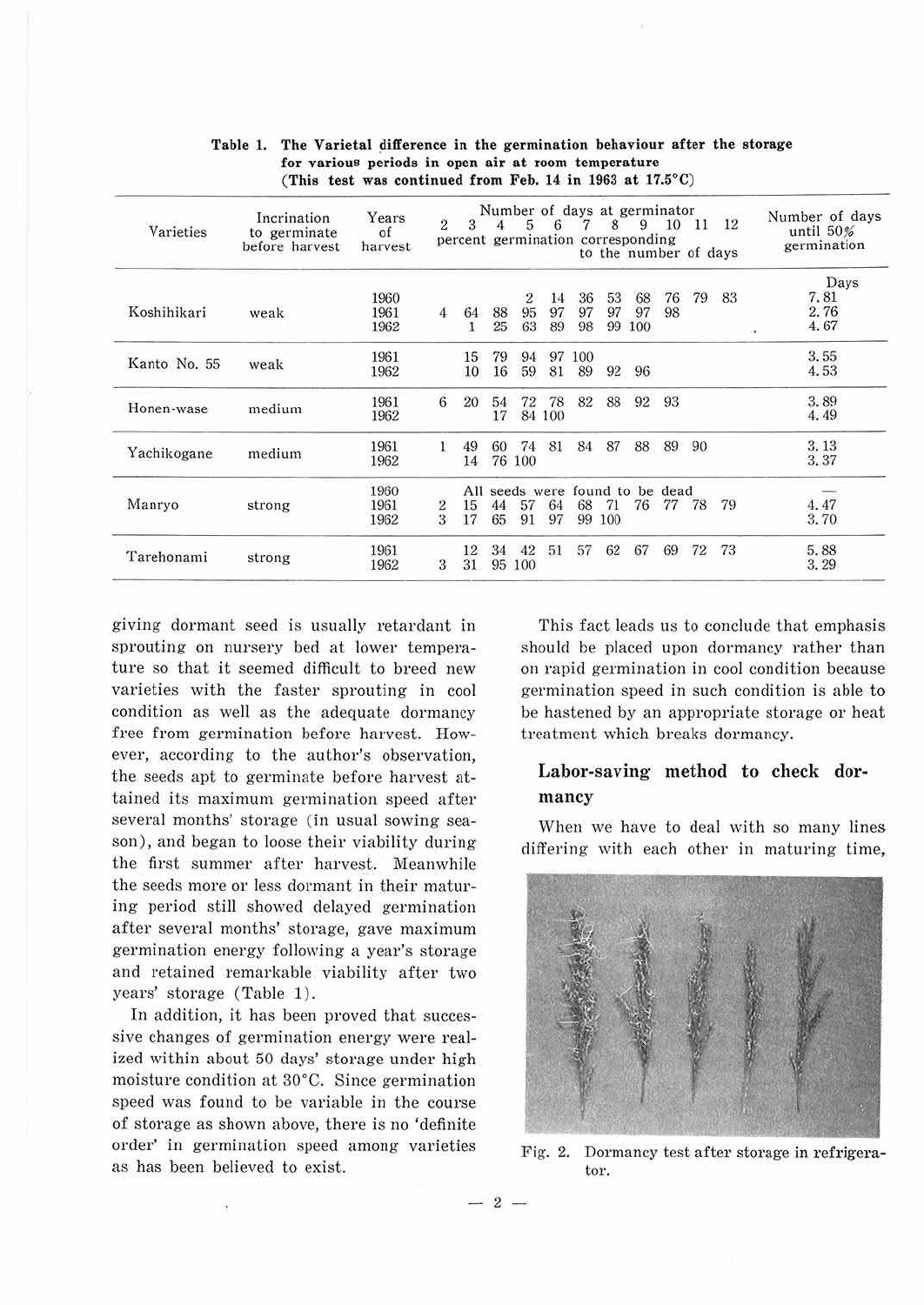**Table 1. The Varietal difference in the germination behaviour after the storage for various periods in open air at room temperature (This test was continued from Feb. 14 in 1963 at 17.5°C)**

| Varieties | Incrination to germinate before harvest | Years of harvest | Number of days at germinator 2 (percent germination corresponding to the number of days) | 3 | 4 | 5 | 6 | 7 | 8 | 9 | 10 | 11 | 12 | Number of days until 50% germination |
|---|---|---|---|---|---|---|---|---|---|---|---|---|---|---|
| | | | | | | | | | | | | | | Days |
| Koshihikari | weak | 1960 | | | | 2 | 14 | 36 | 53 | 68 | 76 | 79 | 83 | 7.81 |
| | | 1961 | 4 | 64 | 88 | 95 | 97 | 97 | 97 | 97 | 98 | | | 2.76 |
| | | 1962 | | 1 | 25 | 63 | 89 | 98 | 99 | 100 | | | | 4.67 |
| Kanto No. 55 | weak | 1961 | | 15 | 79 | 94 | 97 | 100 | | | | | | 3.55 |
| | | 1962 | | 10 | 16 | 59 | 81 | 89 | 92 | 96 | | | | 4.53 |
| Honen-wase | medium | 1961 | 6 | 20 | 54 | 72 | 78 | 82 | 88 | 92 | 93 | | | 3.89 |
| | | 1962 | | | 17 | 84 | 100 | | | | | | | 4.49 |
| Yachikogane | medium | 1961 | 1 | 49 | 60 | 74 | 81 | 84 | 87 | 88 | 89 | 90 | | 3.13 |
| | | 1962 | | 14 | 76 | 100 | | | | | | | | 3.37 |
| Manryo | strong | 1960 | All seeds were found to be dead | | | | | | | | | | | — |
| | | 1961 | 2 | 15 | 44 | 57 | 64 | 68 | 71 | 76 | 77 | 78 | 79 | 4.47 |
| | | 1962 | 3 | 17 | 65 | 91 | 97 | 99 | 100 | | | | | 3.70 |
| Tarehonami | strong | 1961 | | 12 | 34 | 42 | 51 | 57 | 62 | 67 | 69 | 72 | 73 | 5.88 |
| | | 1962 | 3 | 31 | 95 | 100 | | | | | | | | 3.29 |

giving dormant seed is usually retardant in sprouting on nursery bed at lower temperature so that it seemed difficult to breed new varieties with the faster sprouting in cool condition as well as the adequate dormancy free from germination before harvest. However, according to the author's observation, the seeds apt to germinate before harvest attained its maximum germination speed after several months' storage (in usual sowing season), and began to loose their viability during the first summer after harvest. Meanwhile the seeds more or less dormant in their maturing period still showed delayed germination after several months' storage, gave maximum germination energy following a year's storage and retained remarkable viability after two years' storage (Table 1).

In addition, it has been proved that successive changes of germination energy were realized within about 50 days' storage under high moisture condition at 30°C. Since germination speed was found to be variable in the course of storage as shown above, there is no 'definite order' in germination speed among varieties as has been believed to exist.

This fact leads us to conclude that emphasis should be placed upon dormancy rather than on rapid germination in cool condition because germination speed in such condition is able to be hastened by an appropriate storage or heat treatment which breaks dormancy.

## Labor-saving method to check dormancy

When we have to deal with so many lines differing with each other in maturing time,

Fig. 2. Dormancy test after storage in refrigerator.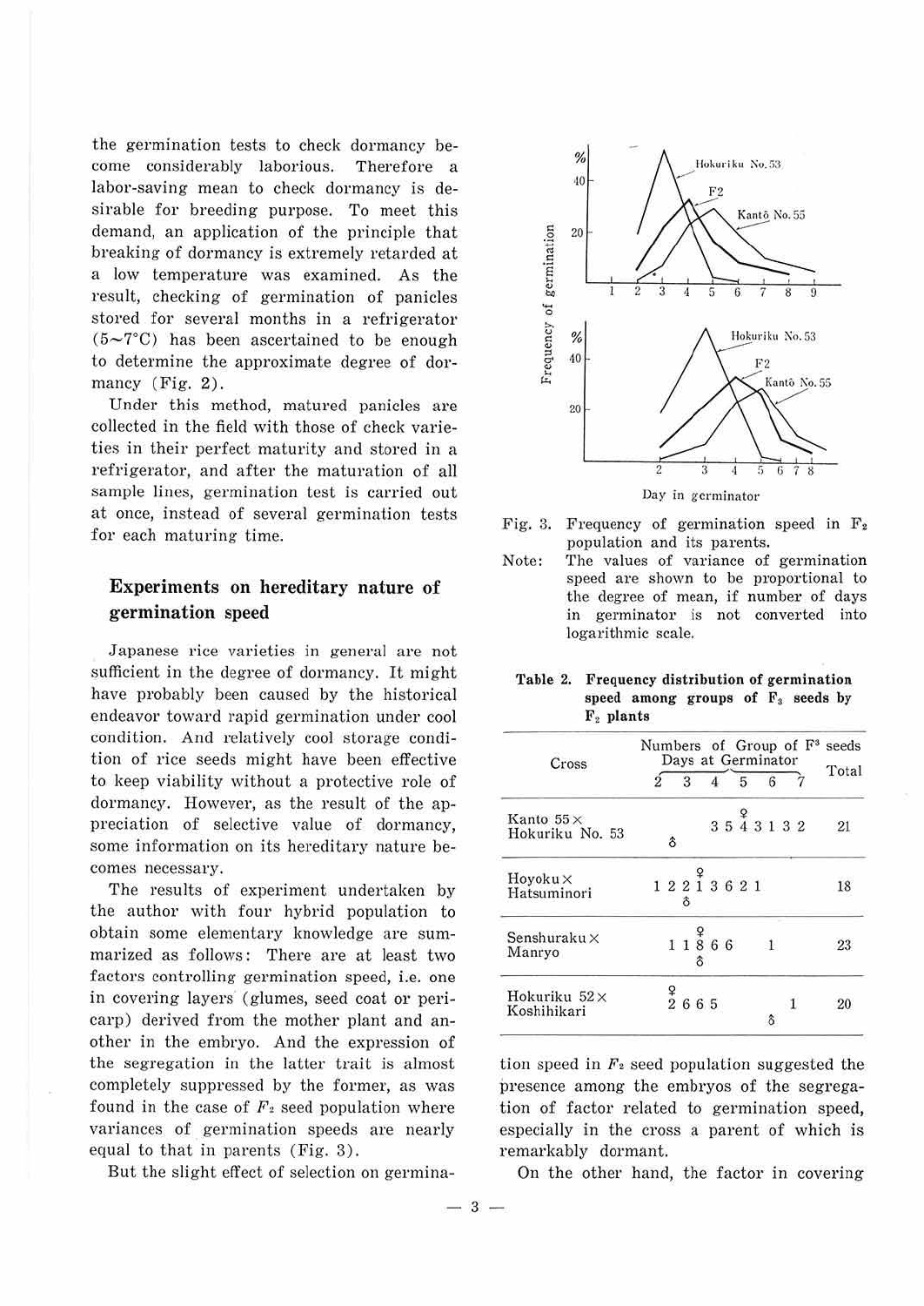the germination tests to check dormancy become considerably laborious. Therefore a labor-saving mean to check dormancy is desirable for breeding purpose. To meet this demand, an application of the principle that breaking of dormancy is extremely retarded at a low temperature was examined. As the result, checking of germination of panicles stored for several months in a refrigerator (5~7°C) has been ascertained to be enough to determine the approximate degree of dormancy (Fig. 2).

Under this method, matured panicles are collected in the field with those of check varieties in their perfect maturity and stored in a refrigerator, and after the maturation of all sample lines, germination test is carried out at once, instead of several germination tests for each maturing time.

## Experiments on hereditary nature of germination speed

Japanese rice varieties in general are not sufficient in the degree of dormancy. It might have probably been caused by the historical endeavor toward rapid germination under cool condition. And relatively cool storage condition of rice seeds might have been effective to keep viability without a protective role of dormancy. However, as the result of the appreciation of selective value of dormancy, some information on its hereditary nature becomes necessary.

The results of experiment undertaken by the author with four hybrid population to obtain some elementary knowledge are summarized as follows: There are at least two factors controlling germination speed, i.e. one in covering layers (glumes, seed coat or pericarp) derived from the mother plant and another in the embryo. And the expression of the segregation in the latter trait is almost completely suppressed by the former, as was found in the case of $F_2$ seed population where variances of germination speeds are nearly equal to that in parents (Fig. 3).

But the slight effect of selection on germination speed in $F_2$ seed population suggested the presence among the embryos of the segregation of factor related to germination speed, especially in the cross a parent of which is remarkably dormant.

On the other hand, the factor in covering

Fig. 3. Frequency of germination speed in $F_2$ population and its parents.

Note: The values of variance of germination speed are shown to be proportional to the degree of mean, if number of days in germinator is not converted into logarithmic scale.

**Table 2. Frequency distribution of germination speed among groups of $F_3$ seeds by $F_2$ plants**

| Cross | Numbers of Group of $F_3$ seeds, Days at Germinator (2 3 4 5 6 7) | Total |
|---|---|---|
| Kanto 55 × Hokuriku No. 53 | ♂ &nbsp; 3 5 4(♀) 3 1 3 2 | 21 |
| Hoyoku × Hatsuminori | 1 2 2 1(♀♂) 3 6 2 1 | 18 |
| Senshuraku × Manryo | 1 1 8(♀♂) 6 6 &nbsp; 1 | 23 |
| Hokuriku 52 × Koshihikari | 2(♀) 6 6 5 &nbsp; ♂ &nbsp; 1 | 20 |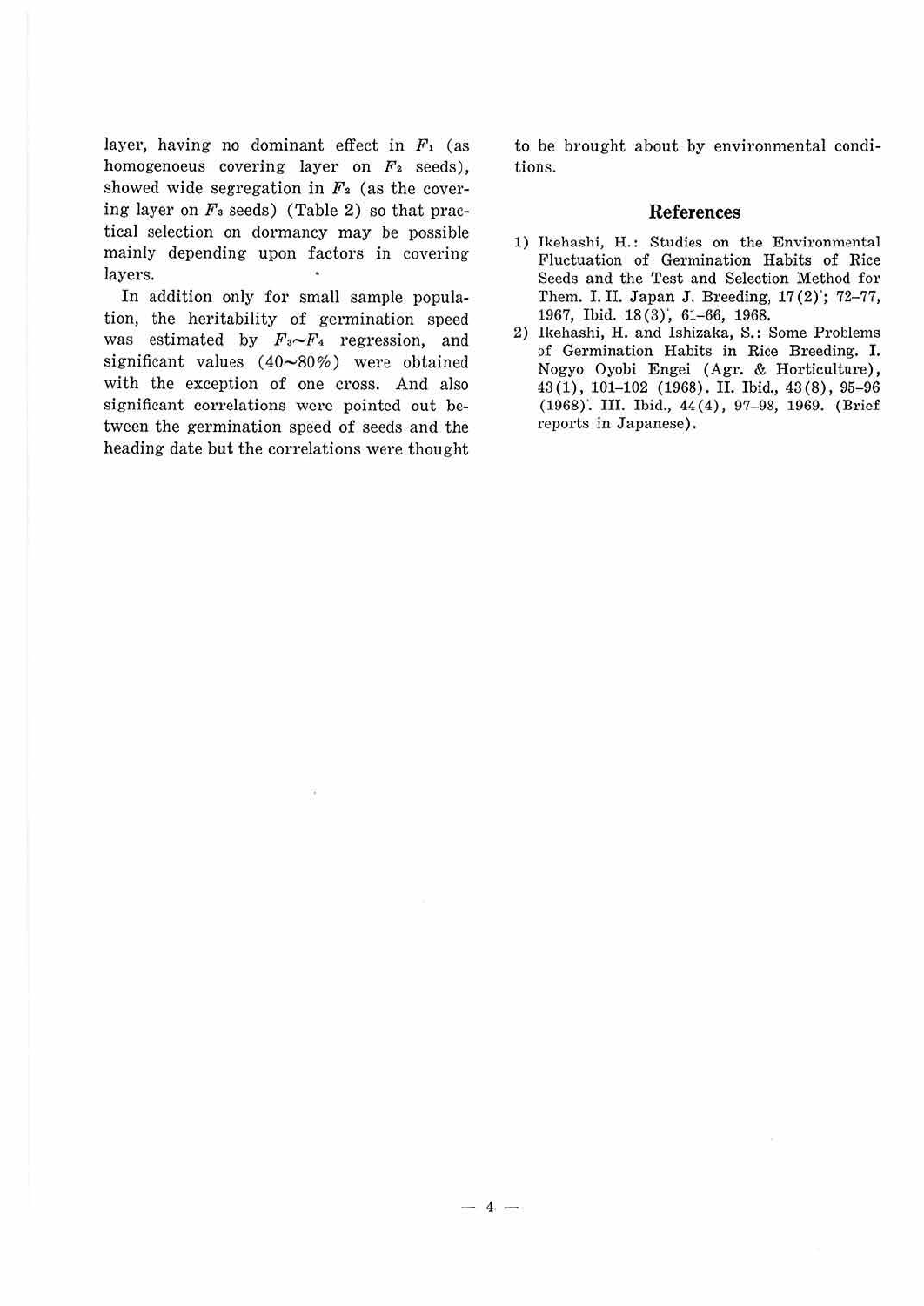layer, having no dominant effect in $F_1$ (as homogenoeus covering layer on $F_2$ seeds), showed wide segregation in $F_2$ (as the covering layer on $F_3$ seeds) (Table 2) so that practical selection on dormancy may be possible mainly depending upon factors in covering layers.

In addition only for small sample population, the heritability of germination speed was estimated by $F_3 \sim F_4$ regression, and significant values (40~80%) were obtained with the exception of one cross. And also significant correlations were pointed out between the germination speed of seeds and the heading date but the correlations were thought to be brought about by environmental conditions.

## References

1) Ikehashi, H.: Studies on the Environmental Fluctuation of Germination Habits of Rice Seeds and the Test and Selection Method for Them. I. II. Japan J. Breeding, 17(2); 72–77, 1967, Ibid. 18(3), 61–66, 1968.
2) Ikehashi, H. and Ishizaka, S.: Some Problems of Germination Habits in Rice Breeding. I. Nogyo Oyobi Engei (Agr. & Horticulture), 43(1), 101–102 (1968). II. Ibid., 43(8), 95–96 (1968). III. Ibid., 44(4), 97–98, 1969. (Brief reports in Japanese).